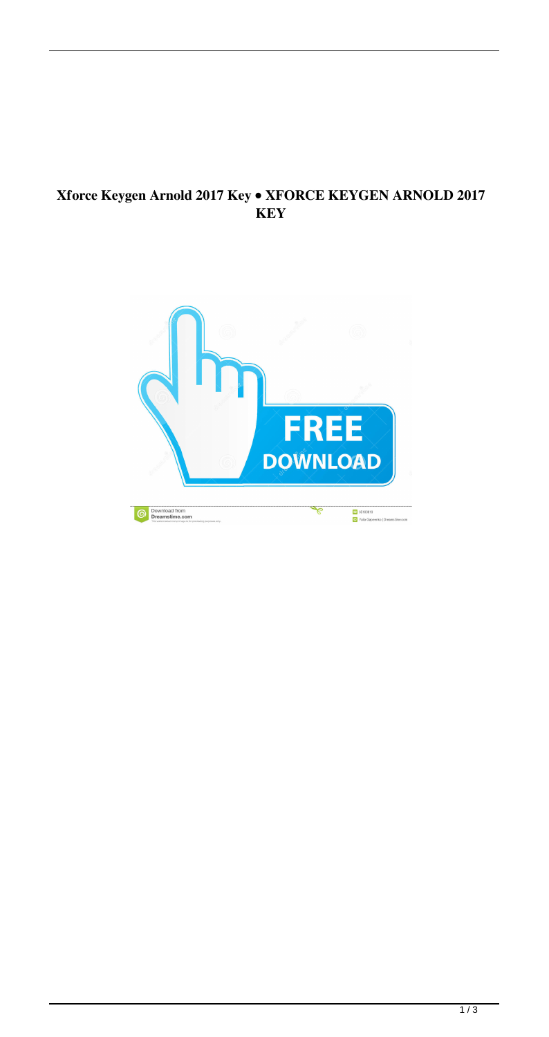**Xforce Keygen Arnold 2017 Key • XFORCE KEYGEN ARNOLD 2017 KEY**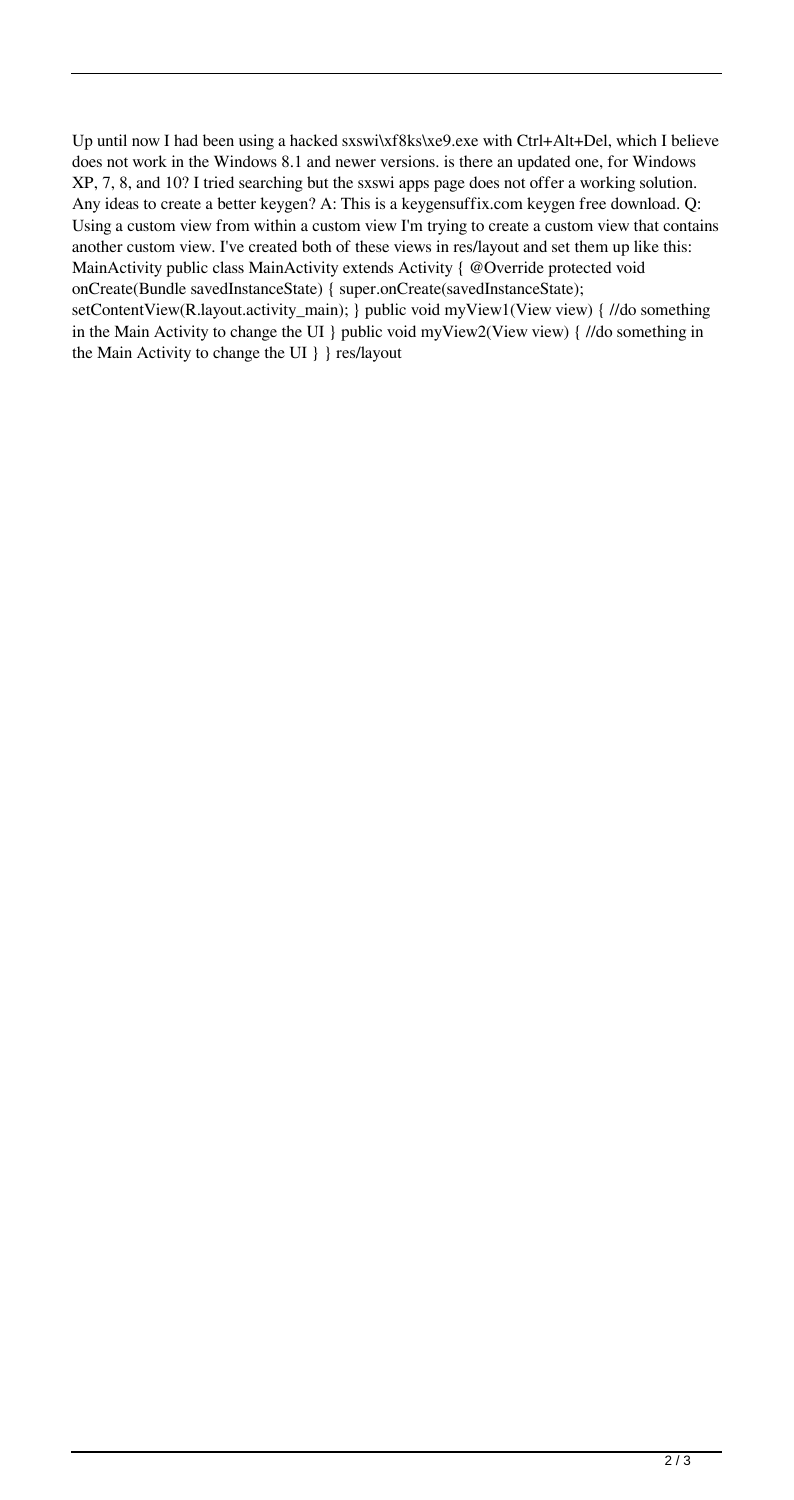Up until now I had been using a hacked sxswi\xf8ks\xe9.exe with Ctrl+Alt+Del, which I believe does not work in the Windows 8.1 and newer versions. is there an updated one, for Windows XP, 7, 8, and 10? I tried searching but the sxswi apps page does not offer a working solution. Any ideas to create a better keygen? A: This is a keygensuffix.com keygen free download. Q: Using a custom view from within a custom view I'm trying to create a custom view that contains another custom view. I've created both of these views in res/layout and set them up like this: MainActivity public class MainActivity extends Activity { @Override protected void onCreate(Bundle savedInstanceState) { super.onCreate(savedInstanceState); setContentView(R.layout.activity_main); } public void myView1(View view) { //do something in the Main Activity to change the UI } public void myView2(View view) { //do something in the Main Activity to change the UI } } res/layout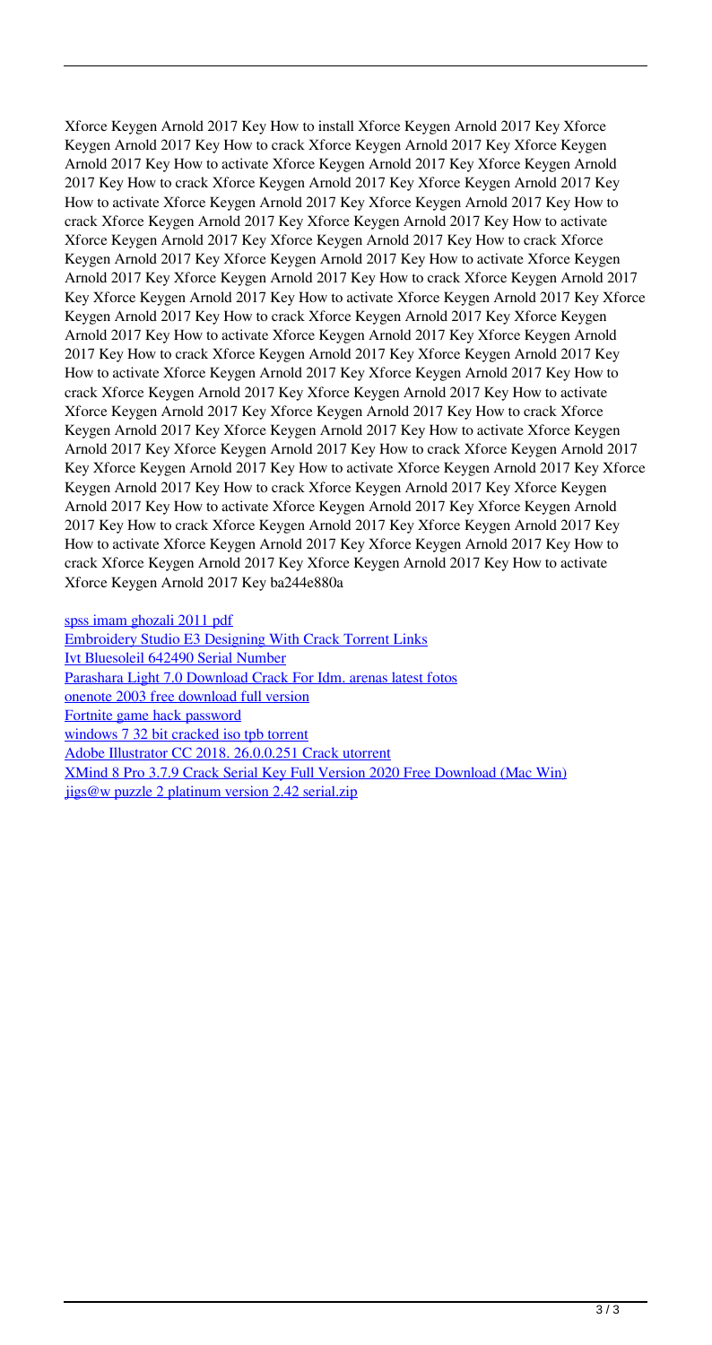Xforce Keygen Arnold 2017 Key How to install Xforce Keygen Arnold 2017 Key Xforce Keygen Arnold 2017 Key How to crack Xforce Keygen Arnold 2017 Key Xforce Keygen Arnold 2017 Key How to activate Xforce Keygen Arnold 2017 Key Xforce Keygen Arnold 2017 Key How to crack Xforce Keygen Arnold 2017 Key Xforce Keygen Arnold 2017 Key How to activate Xforce Keygen Arnold 2017 Key Xforce Keygen Arnold 2017 Key How to crack Xforce Keygen Arnold 2017 Key Xforce Keygen Arnold 2017 Key How to activate Xforce Keygen Arnold 2017 Key Xforce Keygen Arnold 2017 Key How to crack Xforce Keygen Arnold 2017 Key Xforce Keygen Arnold 2017 Key How to activate Xforce Keygen Arnold 2017 Key Xforce Keygen Arnold 2017 Key How to crack Xforce Keygen Arnold 2017 Key Xforce Keygen Arnold 2017 Key How to activate Xforce Keygen Arnold 2017 Key Xforce Keygen Arnold 2017 Key How to crack Xforce Keygen Arnold 2017 Key Xforce Keygen Arnold 2017 Key How to activate Xforce Keygen Arnold 2017 Key Xforce Keygen Arnold 2017 Key How to crack Xforce Keygen Arnold 2017 Key Xforce Keygen Arnold 2017 Key How to activate Xforce Keygen Arnold 2017 Key Xforce Keygen Arnold 2017 Key How to crack Xforce Keygen Arnold 2017 Key Xforce Keygen Arnold 2017 Key How to activate Xforce Keygen Arnold 2017 Key Xforce Keygen Arnold 2017 Key How to crack Xforce Keygen Arnold 2017 Key Xforce Keygen Arnold 2017 Key How to activate Xforce Keygen Arnold 2017 Key Xforce Keygen Arnold 2017 Key How to crack Xforce Keygen Arnold 2017 Key Xforce Keygen Arnold 2017 Key How to activate Xforce Keygen Arnold 2017 Key Xforce Keygen Arnold 2017 Key How to crack Xforce Keygen Arnold 2017 Key Xforce Keygen Arnold 2017 Key How to activate Xforce Keygen Arnold 2017 Key Xforce Keygen Arnold 2017 Key How to crack Xforce Keygen Arnold 2017 Key Xforce Keygen Arnold 2017 Key How to activate Xforce Keygen Arnold 2017 Key ba244e880a

spss imam ghozali 2011 pdf
Embroidery Studio E3 Designing With Crack Torrent Links
Ivt Bluesoleil 642490 Serial Number
Parashara Light 7.0 Download Crack For Idm. arenas latest fotos
onenote 2003 free download full version
Fortnite game hack password
windows 7 32 bit cracked iso tpb torrent
Adobe Illustrator CC 2018. 26.0.0.251 Crack utorrent
XMind 8 Pro 3.7.9 Crack Serial Key Full Version 2020 Free Download (Mac Win)
jigs@w puzzle 2 platinum version 2.42 serial.zip